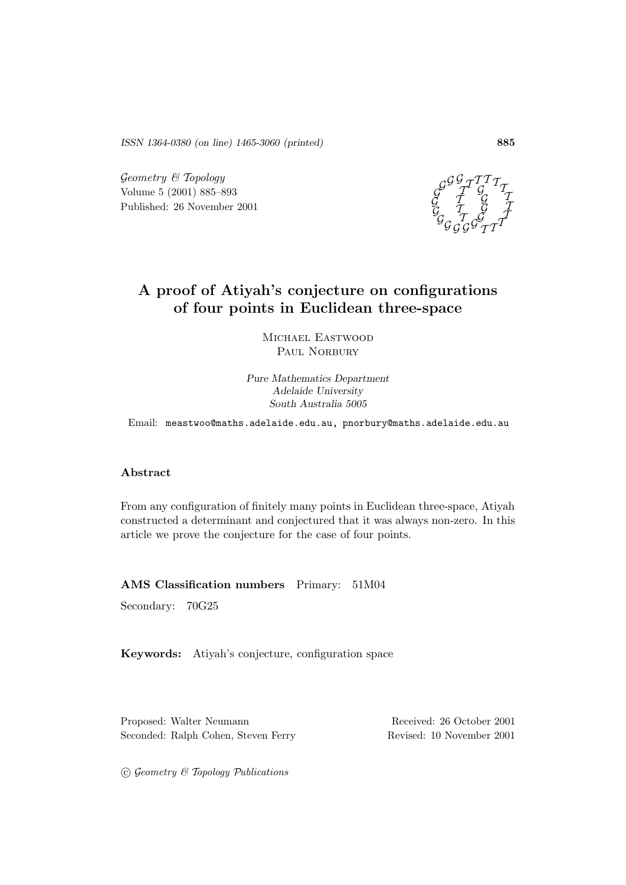ISSN 1364-0380 (on line) 1465-3060 (printed)

*Geometry & Topology*
Volume 5 (2001) 885–893
Published: 26 November 2001

# A proof of Atiyah's conjecture on configurations of four points in Euclidean three-space

Michael Eastwood
Paul Norbury

*Pure Mathematics Department*
*Adelaide University*
*South Australia 5005*

Email: `meastwoo@maths.adelaide.edu.au, pnorbury@maths.adelaide.edu.au`

### Abstract

From any configuration of finitely many points in Euclidean three-space, Atiyah constructed a determinant and conjectured that it was always non-zero. In this article we prove the conjecture for the case of four points.

**AMS Classification numbers** Primary: 51M04

Secondary: 70G25

**Keywords:** Atiyah's conjecture, configuration space

Proposed: Walter Neumann
Seconded: Ralph Cohen, Steven Ferry

Received: 26 October 2001
Revised: 10 November 2001

© *Geometry & Topology Publications*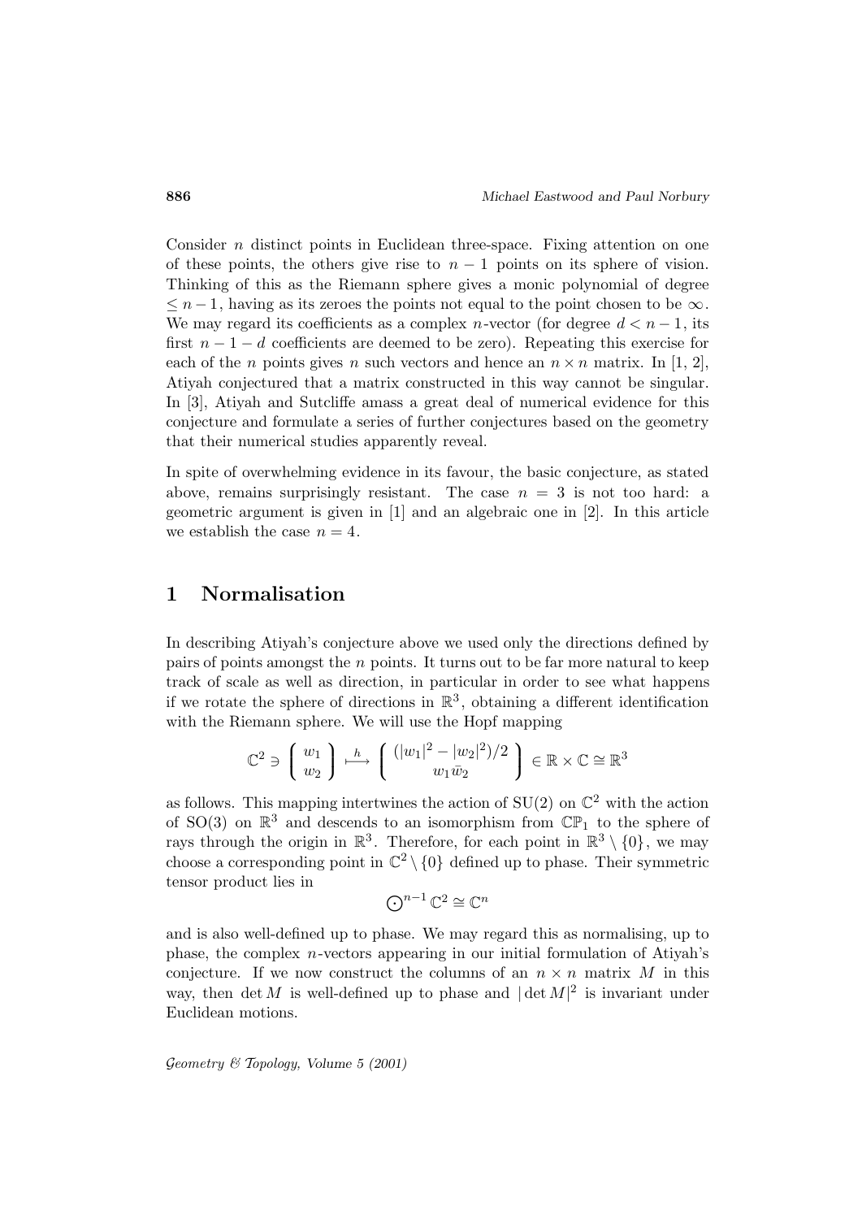Consider $n$ distinct points in Euclidean three-space. Fixing attention on one of these points, the others give rise to $n-1$ points on its sphere of vision. Thinking of this as the Riemann sphere gives a monic polynomial of degree $\leq n-1$, having as its zeroes the points not equal to the point chosen to be $\infty$. We may regard its coefficients as a complex $n$-vector (for degree $d < n-1$, its first $n-1-d$ coefficients are deemed to be zero). Repeating this exercise for each of the $n$ points gives $n$ such vectors and hence an $n \times n$ matrix. In [1, 2], Atiyah conjectured that a matrix constructed in this way cannot be singular. In [3], Atiyah and Sutcliffe amass a great deal of numerical evidence for this conjecture and formulate a series of further conjectures based on the geometry that their numerical studies apparently reveal.

In spite of overwhelming evidence in its favour, the basic conjecture, as stated above, remains surprisingly resistant. The case $n = 3$ is not too hard: a geometric argument is given in [1] and an algebraic one in [2]. In this article we establish the case $n = 4$.

## 1 Normalisation

In describing Atiyah's conjecture above we used only the directions defined by pairs of points amongst the $n$ points. It turns out to be far more natural to keep track of scale as well as direction, in particular in order to see what happens if we rotate the sphere of directions in $\mathbb{R}^3$, obtaining a different identification with the Riemann sphere. We will use the Hopf mapping

$$\mathbb{C}^2 \ni \begin{pmatrix} w_1 \\ w_2 \end{pmatrix} \stackrel{h}{\longmapsto} \begin{pmatrix} (|w_1|^2 - |w_2|^2)/2 \\ w_1 \bar{w}_2 \end{pmatrix} \in \mathbb{R} \times \mathbb{C} \cong \mathbb{R}^3$$

as follows. This mapping intertwines the action of $\mathrm{SU}(2)$ on $\mathbb{C}^2$ with the action of $\mathrm{SO}(3)$ on $\mathbb{R}^3$ and descends to an isomorphism from $\mathbb{CP}_1$ to the sphere of rays through the origin in $\mathbb{R}^3$. Therefore, for each point in $\mathbb{R}^3 \setminus \{0\}$, we may choose a corresponding point in $\mathbb{C}^2 \setminus \{0\}$ defined up to phase. Their symmetric tensor product lies in

$$\bigodot^{n-1} \mathbb{C}^2 \cong \mathbb{C}^n$$

and is also well-defined up to phase. We may regard this as normalising, up to phase, the complex $n$-vectors appearing in our initial formulation of Atiyah's conjecture. If we now construct the columns of an $n \times n$ matrix $M$ in this way, then $\det M$ is well-defined up to phase and $|\det M|^2$ is invariant under Euclidean motions.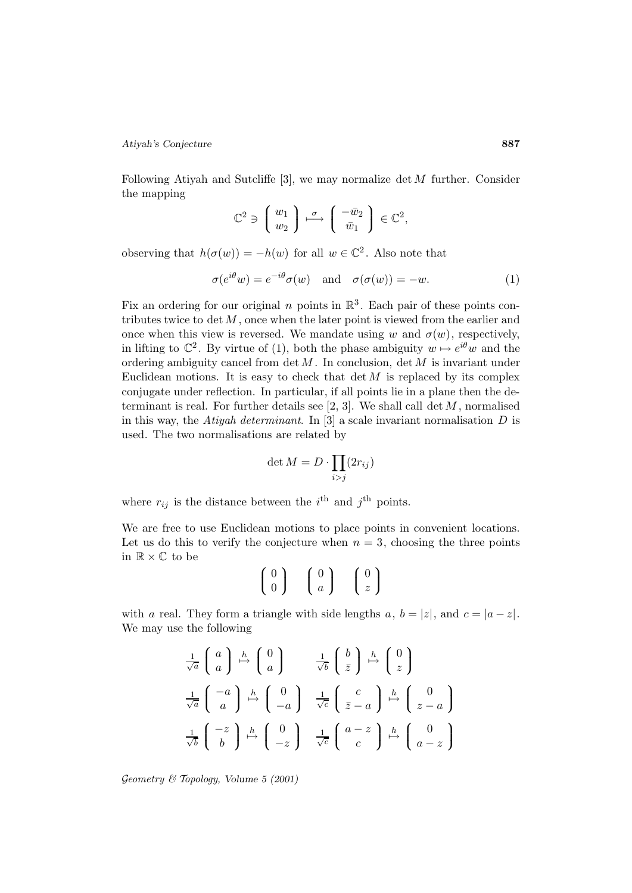Following Atiyah and Sutcliffe [3], we may normalize $\det M$ further. Consider the mapping

$$\mathbb{C}^2 \ni \begin{pmatrix} w_1 \\ w_2 \end{pmatrix} \overset{\sigma}{\longmapsto} \begin{pmatrix} -\bar{w}_2 \\ \bar{w}_1 \end{pmatrix} \in \mathbb{C}^2,$$

observing that $h(\sigma(w)) = -h(w)$ for all $w \in \mathbb{C}^2$. Also note that

$$\sigma(e^{i\theta}w) = e^{-i\theta}\sigma(w) \quad \text{and} \quad \sigma(\sigma(w)) = -w. \tag{1}$$

Fix an ordering for our original $n$ points in $\mathbb{R}^3$. Each pair of these points contributes twice to $\det M$, once when the later point is viewed from the earlier and once when this view is reversed. We mandate using $w$ and $\sigma(w)$, respectively, in lifting to $\mathbb{C}^2$. By virtue of (1), both the phase ambiguity $w \mapsto e^{i\theta}w$ and the ordering ambiguity cancel from $\det M$. In conclusion, $\det M$ is invariant under Euclidean motions. It is easy to check that $\det M$ is replaced by its complex conjugate under reflection. In particular, if all points lie in a plane then the determinant is real. For further details see [2, 3]. We shall call $\det M$, normalised in this way, the *Atiyah determinant*. In [3] a scale invariant normalisation $D$ is used. The two normalisations are related by

$$\det M = D \cdot \prod_{i>j}(2r_{ij})$$

where $r_{ij}$ is the distance between the $i^{\text{th}}$ and $j^{\text{th}}$ points.

We are free to use Euclidean motions to place points in convenient locations. Let us do this to verify the conjecture when $n = 3$, choosing the three points in $\mathbb{R} \times \mathbb{C}$ to be

$$\begin{pmatrix} 0 \\ 0 \end{pmatrix} \quad \begin{pmatrix} 0 \\ a \end{pmatrix} \quad \begin{pmatrix} 0 \\ z \end{pmatrix}$$

with $a$ real. They form a triangle with side lengths $a$, $b = |z|$, and $c = |a - z|$. We may use the following

$$\begin{array}{ll}
\frac{1}{\sqrt{a}}\begin{pmatrix} a \\ a \end{pmatrix} \overset{h}{\mapsto} \begin{pmatrix} 0 \\ a \end{pmatrix} & \frac{1}{\sqrt{b}}\begin{pmatrix} b \\ \bar{z} \end{pmatrix} \overset{h}{\mapsto} \begin{pmatrix} 0 \\ z \end{pmatrix} \\[2ex]
\frac{1}{\sqrt{a}}\begin{pmatrix} -a \\ a \end{pmatrix} \overset{h}{\mapsto} \begin{pmatrix} 0 \\ -a \end{pmatrix} & \frac{1}{\sqrt{c}}\begin{pmatrix} c \\ \bar{z} - a \end{pmatrix} \overset{h}{\mapsto} \begin{pmatrix} 0 \\ z - a \end{pmatrix} \\[2ex]
\frac{1}{\sqrt{b}}\begin{pmatrix} -z \\ b \end{pmatrix} \overset{h}{\mapsto} \begin{pmatrix} 0 \\ -z \end{pmatrix} & \frac{1}{\sqrt{c}}\begin{pmatrix} a - z \\ c \end{pmatrix} \overset{h}{\mapsto} \begin{pmatrix} 0 \\ a - z \end{pmatrix}
\end{array}$$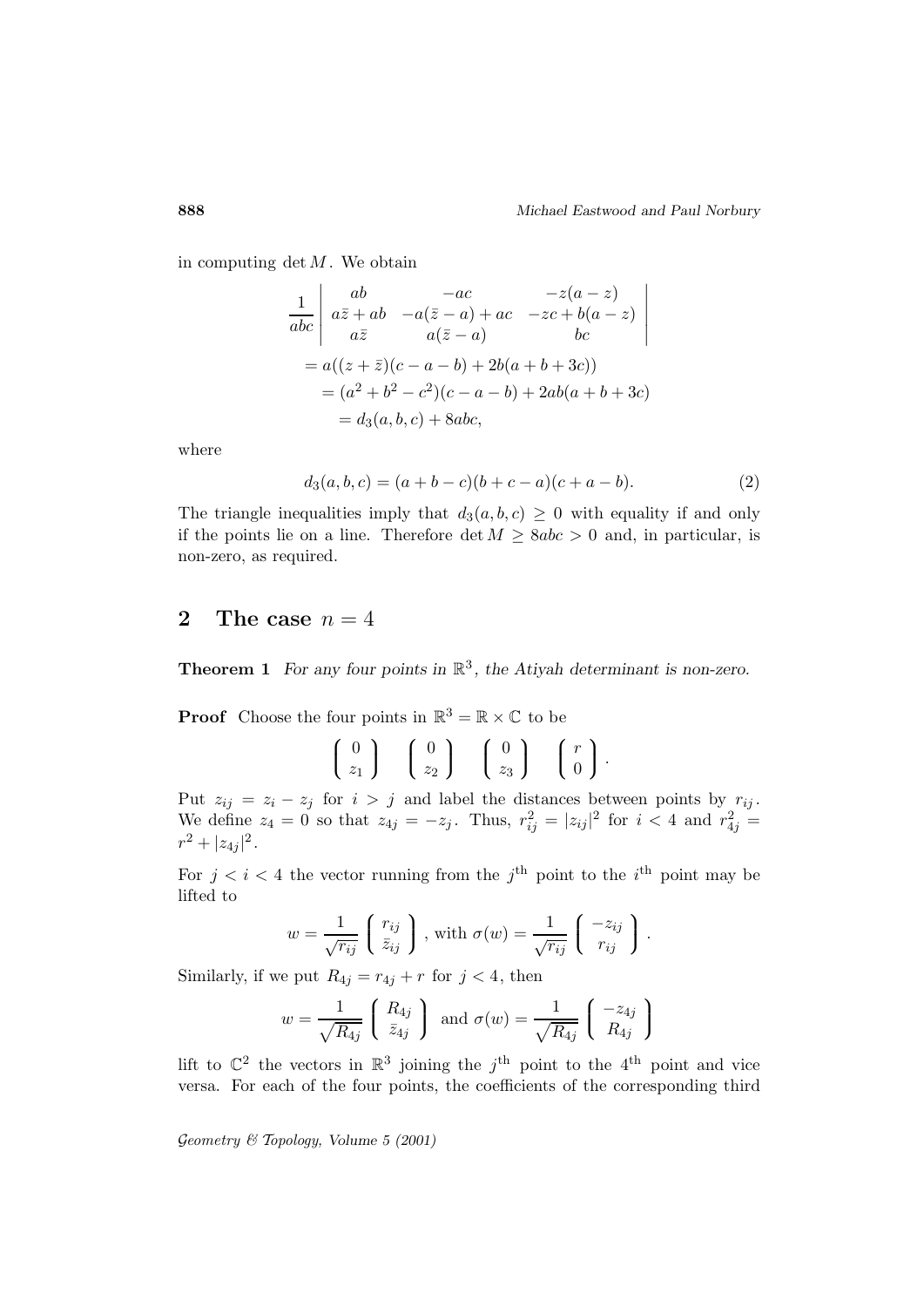in computing $\det M$. We obtain

$$
\begin{aligned}
&\frac{1}{abc}\begin{vmatrix} ab & -ac & -z(a-z) \\ a\bar{z}+ab & -a(\bar{z}-a)+ac & -zc+b(a-z) \\ a\bar{z} & a(\bar{z}-a) & bc \end{vmatrix} \\
&\quad = a((z+\bar{z})(c-a-b)+2b(a+b+3c)) \\
&\quad\quad = (a^2+b^2-c^2)(c-a-b)+2ab(a+b+3c) \\
&\quad\quad\quad = d_3(a,b,c)+8abc,
\end{aligned}
$$

where

$$
d_3(a,b,c) = (a+b-c)(b+c-a)(c+a-b). \tag{2}
$$

The triangle inequalities imply that $d_3(a,b,c) \geq 0$ with equality if and only if the points lie on a line. Therefore $\det M \geq 8abc > 0$ and, in particular, is non-zero, as required.

## 2 The case $n = 4$

**Theorem 1** *For any four points in $\mathbb{R}^3$, the Atiyah determinant is non-zero.*

**Proof** Choose the four points in $\mathbb{R}^3 = \mathbb{R} \times \mathbb{C}$ to be

$$
\begin{pmatrix} 0 \\ z_1 \end{pmatrix} \quad \begin{pmatrix} 0 \\ z_2 \end{pmatrix} \quad \begin{pmatrix} 0 \\ z_3 \end{pmatrix} \quad \begin{pmatrix} r \\ 0 \end{pmatrix}.
$$

Put $z_{ij} = z_i - z_j$ for $i > j$ and label the distances between points by $r_{ij}$. We define $z_4 = 0$ so that $z_{4j} = -z_j$. Thus, $r_{ij}^2 = |z_{ij}|^2$ for $i < 4$ and $r_{4j}^2 = r^2 + |z_{4j}|^2$.

For $j < i < 4$ the vector running from the $j^{\text{th}}$ point to the $i^{\text{th}}$ point may be lifted to

$$
w = \frac{1}{\sqrt{r_{ij}}}\begin{pmatrix} r_{ij} \\ \bar{z}_{ij} \end{pmatrix}, \text{ with } \sigma(w) = \frac{1}{\sqrt{r_{ij}}}\begin{pmatrix} -z_{ij} \\ r_{ij} \end{pmatrix}.
$$

Similarly, if we put $R_{4j} = r_{4j} + r$ for $j < 4$, then

$$
w = \frac{1}{\sqrt{R_{4j}}}\begin{pmatrix} R_{4j} \\ \bar{z}_{4j} \end{pmatrix} \text{ and } \sigma(w) = \frac{1}{\sqrt{R_{4j}}}\begin{pmatrix} -z_{4j} \\ R_{4j} \end{pmatrix}
$$

lift to $\mathbb{C}^2$ the vectors in $\mathbb{R}^3$ joining the $j^{\text{th}}$ point to the $4^{\text{th}}$ point and vice versa. For each of the four points, the coefficients of the corresponding third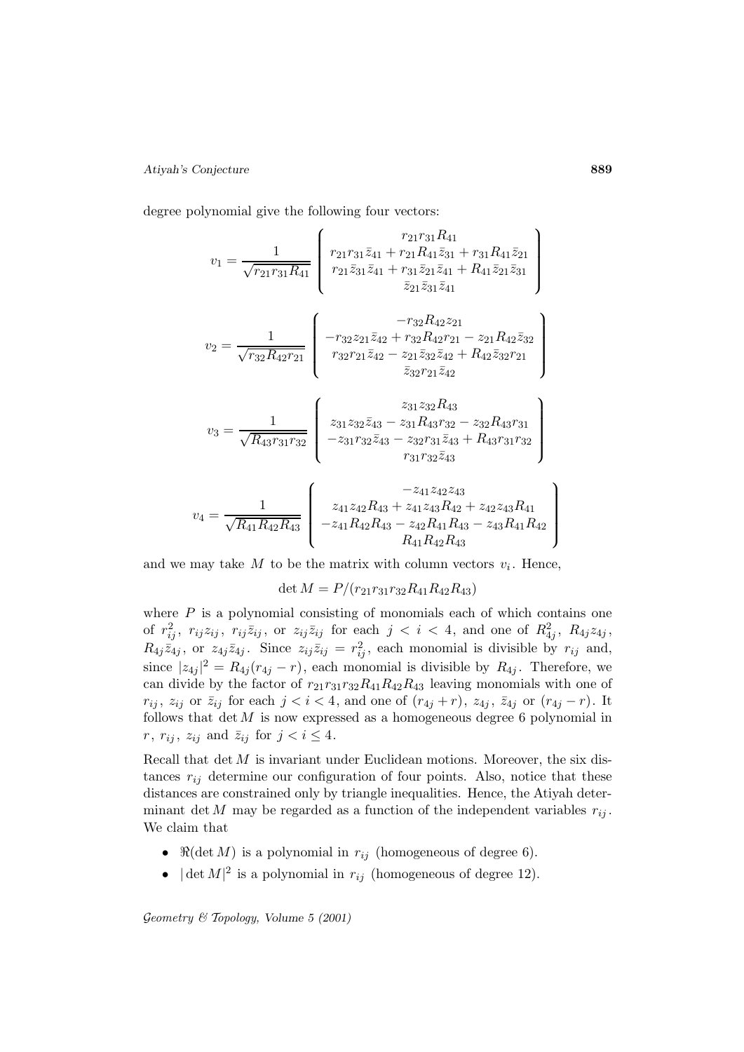degree polynomial give the following four vectors:

$$v_1 = \frac{1}{\sqrt{r_{21} r_{31} R_{41}}} \begin{pmatrix} r_{21} r_{31} R_{41} \\ r_{21} r_{31} \bar{z}_{41} + r_{21} R_{41} \bar{z}_{31} + r_{31} R_{41} \bar{z}_{21} \\ r_{21} \bar{z}_{31} \bar{z}_{41} + r_{31} \bar{z}_{21} \bar{z}_{41} + R_{41} \bar{z}_{21} \bar{z}_{31} \\ \bar{z}_{21} \bar{z}_{31} \bar{z}_{41} \end{pmatrix}$$

$$v_2 = \frac{1}{\sqrt{r_{32} R_{42} r_{21}}} \begin{pmatrix} -r_{32} R_{42} z_{21} \\ -r_{32} z_{21} \bar{z}_{42} + r_{32} R_{42} r_{21} - z_{21} R_{42} \bar{z}_{32} \\ r_{32} r_{21} \bar{z}_{42} - z_{21} \bar{z}_{32} \bar{z}_{42} + R_{42} \bar{z}_{32} r_{21} \\ \bar{z}_{32} r_{21} \bar{z}_{42} \end{pmatrix}$$

$$v_3 = \frac{1}{\sqrt{R_{43} r_{31} r_{32}}} \begin{pmatrix} z_{31} z_{32} R_{43} \\ z_{31} z_{32} \bar{z}_{43} - z_{31} R_{43} r_{32} - z_{32} R_{43} r_{31} \\ -z_{31} r_{32} \bar{z}_{43} - z_{32} r_{31} \bar{z}_{43} + R_{43} r_{31} r_{32} \\ r_{31} r_{32} \bar{z}_{43} \end{pmatrix}$$

$$v_4 = \frac{1}{\sqrt{R_{41} R_{42} R_{43}}} \begin{pmatrix} -z_{41} z_{42} z_{43} \\ z_{41} z_{42} R_{43} + z_{41} z_{43} R_{42} + z_{42} z_{43} R_{41} \\ -z_{41} R_{42} R_{43} - z_{42} R_{41} R_{43} - z_{43} R_{41} R_{42} \\ R_{41} R_{42} R_{43} \end{pmatrix}$$

and we may take $M$ to be the matrix with column vectors $v_i$. Hence,

$$\det M = P/(r_{21} r_{31} r_{32} R_{41} R_{42} R_{43})$$

where $P$ is a polynomial consisting of monomials each of which contains one of $r_{ij}^2$, $r_{ij} z_{ij}$, $r_{ij} \bar{z}_{ij}$, or $z_{ij} \bar{z}_{ij}$ for each $j < i < 4$, and one of $R_{4j}^2$, $R_{4j} z_{4j}$, $R_{4j} \bar{z}_{4j}$, or $z_{4j} \bar{z}_{4j}$. Since $z_{ij} \bar{z}_{ij} = r_{ij}^2$, each monomial is divisible by $r_{ij}$ and, since $|z_{4j}|^2 = R_{4j}(r_{4j} - r)$, each monomial is divisible by $R_{4j}$. Therefore, we can divide by the factor of $r_{21} r_{31} r_{32} R_{41} R_{42} R_{43}$ leaving monomials with one of $r_{ij}$, $z_{ij}$ or $\bar{z}_{ij}$ for each $j < i < 4$, and one of $(r_{4j} + r)$, $z_{4j}$, $\bar{z}_{4j}$ or $(r_{4j} - r)$. It follows that $\det M$ is now expressed as a homogeneous degree 6 polynomial in $r$, $r_{ij}$, $z_{ij}$ and $\bar{z}_{ij}$ for $j < i \leq 4$.

Recall that $\det M$ is invariant under Euclidean motions. Moreover, the six distances $r_{ij}$ determine our configuration of four points. Also, notice that these distances are constrained only by triangle inequalities. Hence, the Atiyah determinant $\det M$ may be regarded as a function of the independent variables $r_{ij}$. We claim that

- $\Re(\det M)$ is a polynomial in $r_{ij}$ (homogeneous of degree 6).
- $|\det M|^2$ is a polynomial in $r_{ij}$ (homogeneous of degree 12).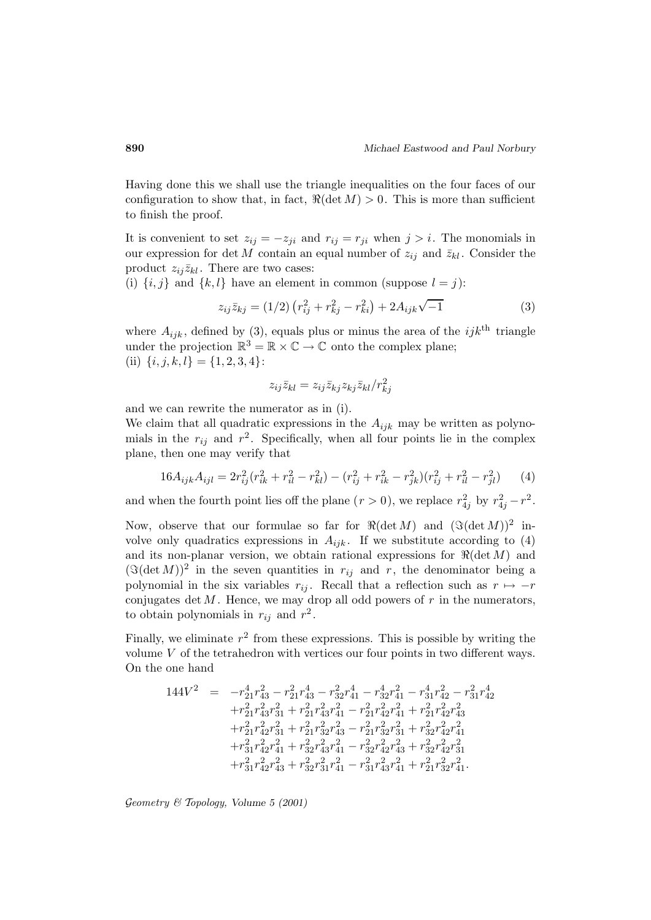Having done this we shall use the triangle inequalities on the four faces of our configuration to show that, in fact, $\Re(\det M) > 0$. This is more than sufficient to finish the proof.

It is convenient to set $z_{ij} = -z_{ji}$ and $r_{ij} = r_{ji}$ when $j > i$. The monomials in our expression for $\det M$ contain an equal number of $z_{ij}$ and $\bar{z}_{kl}$. Consider the product $z_{ij}\bar{z}_{kl}$. There are two cases:

(i) $\{i,j\}$ and $\{k,l\}$ have an element in common (suppose $l = j$):

$$z_{ij}\bar{z}_{kj} = (1/2)\left(r_{ij}^2 + r_{kj}^2 - r_{ki}^2\right) + 2A_{ijk}\sqrt{-1} \tag{3}$$

where $A_{ijk}$, defined by (3), equals plus or minus the area of the $ijk^{\text{th}}$ triangle under the projection $\mathbb{R}^3 = \mathbb{R}\times\mathbb{C} \to \mathbb{C}$ onto the complex plane;

(ii) $\{i,j,k,l\} = \{1,2,3,4\}$:

$$z_{ij}\bar{z}_{kl} = z_{ij}\bar{z}_{kj}z_{kj}\bar{z}_{kl}/r_{kj}^2$$

and we can rewrite the numerator as in (i).

We claim that all quadratic expressions in the $A_{ijk}$ may be written as polynomials in the $r_{ij}$ and $r^2$. Specifically, when all four points lie in the complex plane, then one may verify that

$$16A_{ijk}A_{ijl} = 2r_{ij}^2(r_{ik}^2 + r_{il}^2 - r_{kl}^2) - (r_{ij}^2 + r_{ik}^2 - r_{jk}^2)(r_{ij}^2 + r_{il}^2 - r_{jl}^2) \tag{4}$$

and when the fourth point lies off the plane ($r > 0$), we replace $r_{4j}^2$ by $r_{4j}^2 - r^2$.

Now, observe that our formulae so far for $\Re(\det M)$ and $(\Im(\det M))^2$ involve only quadratics expressions in $A_{ijk}$. If we substitute according to (4) and its non-planar version, we obtain rational expressions for $\Re(\det M)$ and $(\Im(\det M))^2$ in the seven quantities in $r_{ij}$ and $r$, the denominator being a polynomial in the six variables $r_{ij}$. Recall that a reflection such as $r \mapsto -r$ conjugates $\det M$. Hence, we may drop all odd powers of $r$ in the numerators, to obtain polynomials in $r_{ij}$ and $r^2$.

Finally, we eliminate $r^2$ from these expressions. This is possible by writing the volume $V$ of the tetrahedron with vertices our four points in two different ways. On the one hand

$$\begin{aligned}
144V^2 \;=\; & -r_{21}^4r_{43}^2 - r_{21}^2r_{43}^4 - r_{32}^2r_{41}^4 - r_{32}^4r_{41}^2 - r_{31}^4r_{42}^2 - r_{31}^2r_{42}^4 \\
& + r_{21}^2r_{43}^2r_{31}^2 + r_{21}^2r_{43}^2r_{41}^2 - r_{21}^2r_{42}^2r_{41}^2 + r_{21}^2r_{42}^2r_{43}^2 \\
& + r_{21}^2r_{42}^2r_{31}^2 + r_{21}^2r_{32}^2r_{43}^2 - r_{21}^2r_{32}^2r_{31}^2 + r_{32}^2r_{42}^2r_{41}^2 \\
& + r_{31}^2r_{42}^2r_{41}^2 + r_{32}^2r_{43}^2r_{41}^2 - r_{32}^2r_{42}^2r_{43}^2 + r_{32}^2r_{42}^2r_{31}^2 \\
& + r_{31}^2r_{42}^2r_{43}^2 + r_{32}^2r_{31}^2r_{41}^2 - r_{31}^2r_{43}^2r_{41}^2 + r_{21}^2r_{32}^2r_{41}^2.
\end{aligned}$$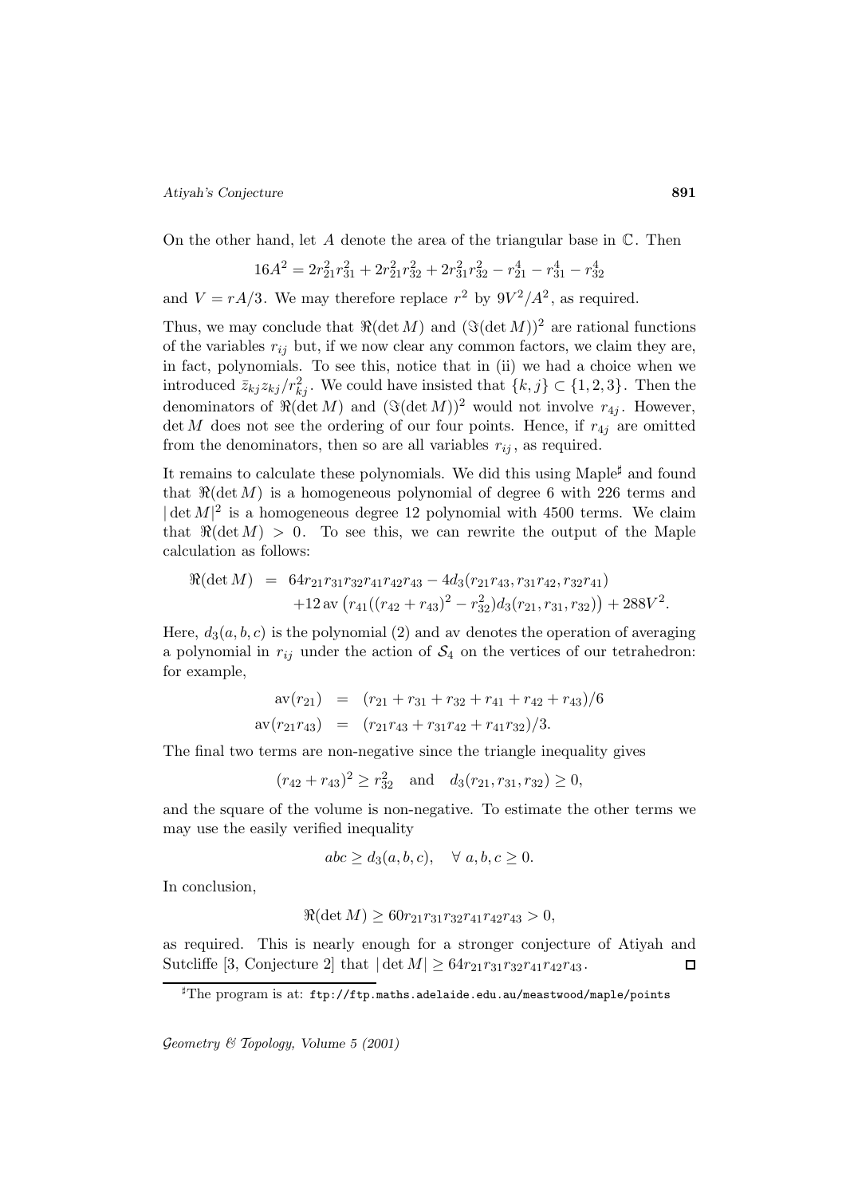On the other hand, let $A$ denote the area of the triangular base in $\mathbb{C}$. Then

$$16A^2 = 2r_{21}^2 r_{31}^2 + 2r_{21}^2 r_{32}^2 + 2r_{31}^2 r_{32}^2 - r_{21}^4 - r_{31}^4 - r_{32}^4$$

and $V = rA/3$. We may therefore replace $r^2$ by $9V^2/A^2$, as required.

Thus, we may conclude that $\Re(\det M)$ and $(\Im(\det M))^2$ are rational functions of the variables $r_{ij}$ but, if we now clear any common factors, we claim they are, in fact, polynomials. To see this, notice that in (ii) we had a choice when we introduced $\bar{z}_{kj} z_{kj}/r_{kj}^2$. We could have insisted that $\{k, j\} \subset \{1, 2, 3\}$. Then the denominators of $\Re(\det M)$ and $(\Im(\det M))^2$ would not involve $r_{4j}$. However, $\det M$ does not see the ordering of our four points. Hence, if $r_{4j}$ are omitted from the denominators, then so are all variables $r_{ij}$, as required.

It remains to calculate these polynomials. We did this using Maple[♯] and found that $\Re(\det M)$ is a homogeneous polynomial of degree 6 with 226 terms and $|\det M|^2$ is a homogeneous degree 12 polynomial with 4500 terms. We claim that $\Re(\det M) > 0$. To see this, we can rewrite the output of the Maple calculation as follows:

$$\begin{aligned}\Re(\det M) &= 64 r_{21} r_{31} r_{32} r_{41} r_{42} r_{43} - 4 d_3(r_{21} r_{43}, r_{31} r_{42}, r_{32} r_{41}) \\ &\quad + 12 \operatorname{av}\left(r_{41}((r_{42} + r_{43})^2 - r_{32}^2) d_3(r_{21}, r_{31}, r_{32})\right) + 288 V^2.\end{aligned}$$

Here, $d_3(a, b, c)$ is the polynomial (2) and av denotes the operation of averaging a polynomial in $r_{ij}$ under the action of $\mathcal{S}_4$ on the vertices of our tetrahedron: for example,

$$\begin{aligned}\operatorname{av}(r_{21}) &= (r_{21} + r_{31} + r_{32} + r_{41} + r_{42} + r_{43})/6 \\ \operatorname{av}(r_{21} r_{43}) &= (r_{21} r_{43} + r_{31} r_{42} + r_{41} r_{32})/3.\end{aligned}$$

The final two terms are non-negative since the triangle inequality gives

$$(r_{42} + r_{43})^2 \geq r_{32}^2 \quad \text{and} \quad d_3(r_{21}, r_{31}, r_{32}) \geq 0,$$

and the square of the volume is non-negative. To estimate the other terms we may use the easily verified inequality

$$abc \geq d_3(a, b, c), \quad \forall\ a, b, c \geq 0.$$

In conclusion,

$$\Re(\det M) \geq 60 r_{21} r_{31} r_{32} r_{41} r_{42} r_{43} > 0,$$

as required. This is nearly enough for a stronger conjecture of Atiyah and Sutcliffe [3, Conjecture 2] that $|\det M| \geq 64 r_{21} r_{31} r_{32} r_{41} r_{42} r_{43}$. □

[♯] The program is at: `ftp://ftp.maths.adelaide.edu.au/meastwood/maple/points`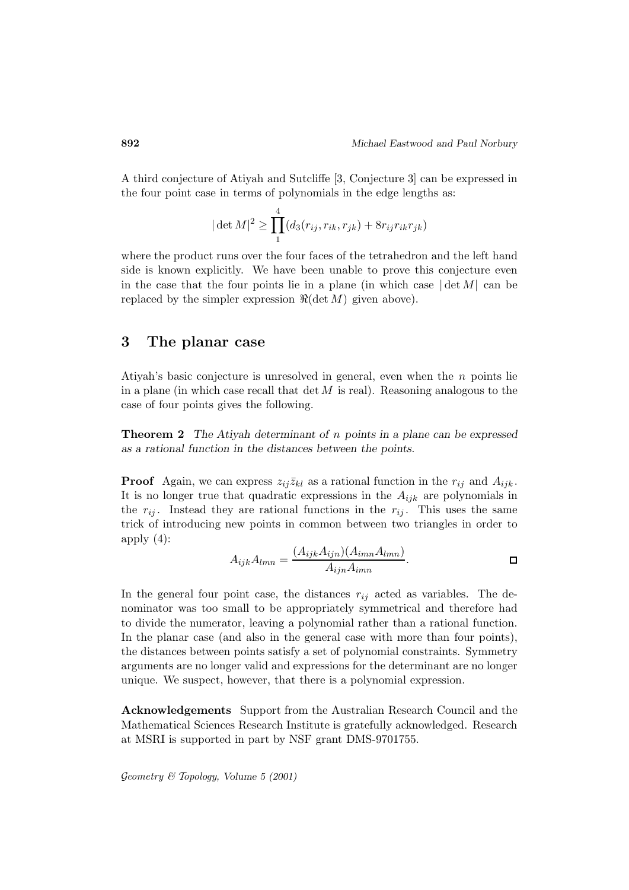A third conjecture of Atiyah and Sutcliffe [3, Conjecture 3] can be expressed in the four point case in terms of polynomials in the edge lengths as:

$$|\det M|^2 \geq \prod_1^4 (d_3(r_{ij}, r_{ik}, r_{jk}) + 8r_{ij}r_{ik}r_{jk})$$

where the product runs over the four faces of the tetrahedron and the left hand side is known explicitly. We have been unable to prove this conjecture even in the case that the four points lie in a plane (in which case $|\det M|$ can be replaced by the simpler expression $\Re(\det M)$ given above).

## 3 The planar case

Atiyah's basic conjecture is unresolved in general, even when the $n$ points lie in a plane (in which case recall that $\det M$ is real). Reasoning analogous to the case of four points gives the following.

**Theorem 2** *The Atiyah determinant of $n$ points in a plane can be expressed as a rational function in the distances between the points.*

**Proof** Again, we can express $z_{ij}\bar{z}_{kl}$ as a rational function in the $r_{ij}$ and $A_{ijk}$. It is no longer true that quadratic expressions in the $A_{ijk}$ are polynomials in the $r_{ij}$. Instead they are rational functions in the $r_{ij}$. This uses the same trick of introducing new points in common between two triangles in order to apply (4):

$$A_{ijk}A_{lmn} = \frac{(A_{ijk}A_{ijn})(A_{imn}A_{lmn})}{A_{ijn}A_{imn}}. \qquad \square$$

In the general four point case, the distances $r_{ij}$ acted as variables. The denominator was too small to be appropriately symmetrical and therefore had to divide the numerator, leaving a polynomial rather than a rational function. In the planar case (and also in the general case with more than four points), the distances between points satisfy a set of polynomial constraints. Symmetry arguments are no longer valid and expressions for the determinant are no longer unique. We suspect, however, that there is a polynomial expression.

**Acknowledgements** Support from the Australian Research Council and the Mathematical Sciences Research Institute is gratefully acknowledged. Research at MSRI is supported in part by NSF grant DMS-9701755.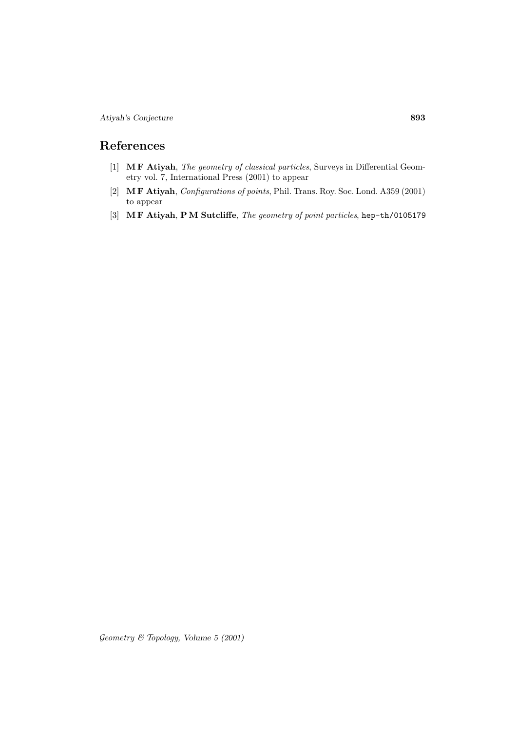## References

[1] **M F Atiyah**, *The geometry of classical particles*, Surveys in Differential Geometry vol. 7, International Press (2001) to appear

[2] **M F Atiyah**, *Configurations of points*, Phil. Trans. Roy. Soc. Lond. A359 (2001) to appear

[3] **M F Atiyah**, **P M Sutcliffe**, *The geometry of point particles*, `hep-th/0105179`